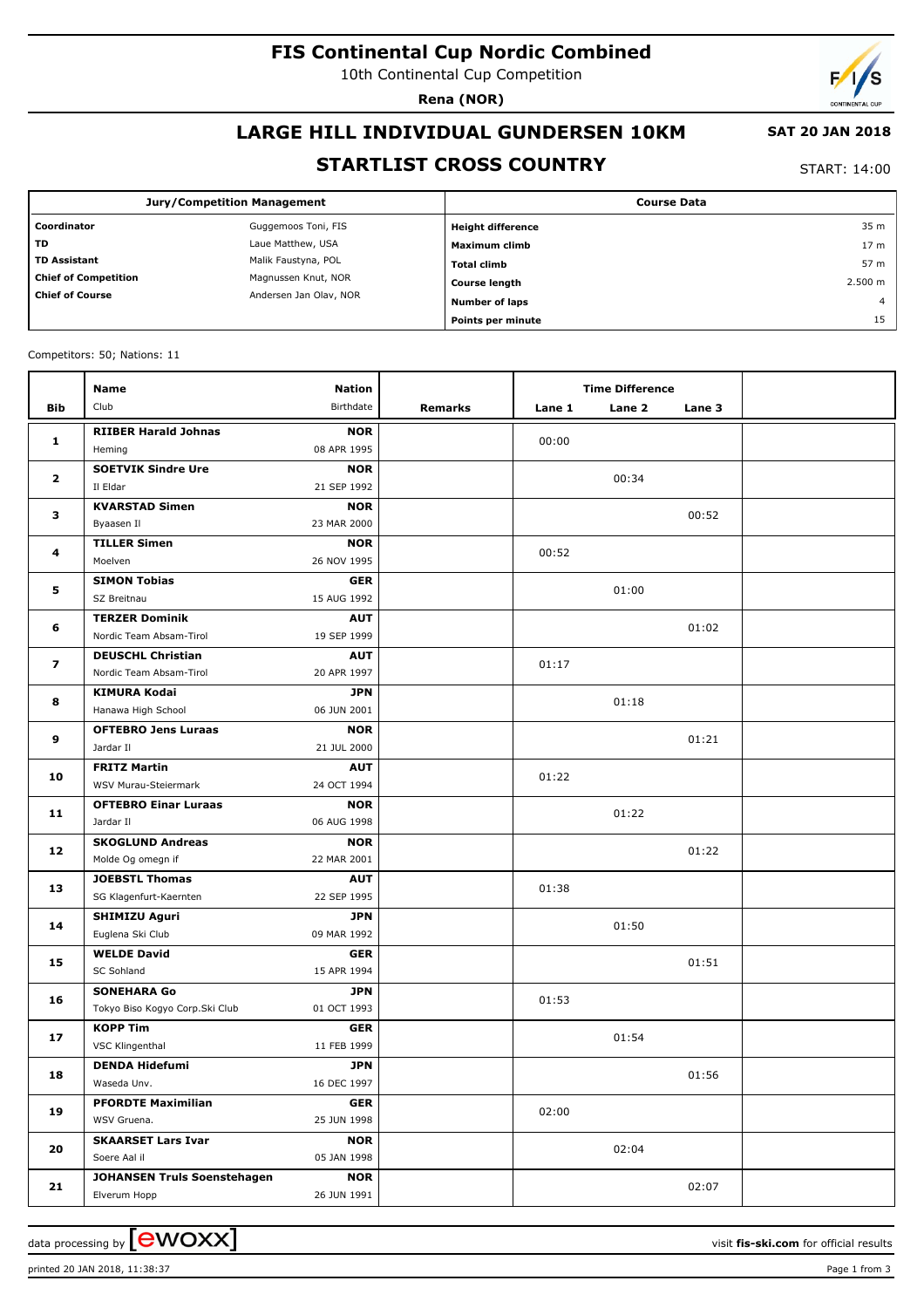# FIS Continental Cup Nordic Combined

10th Continental Cup Competition

**Rena (NOR)**

## LARGE HILL INDIVIDUAL GUNDERSEN 10KM

**SAT 20 JAN 2018**

## STARTLIST CROSS COUNTRY

START: 14:00

| Jury/Competition Management | |
|---|---|
| **Coordinator** | Guggemoos Toni, FIS |
| **TD** | Laue Matthew, USA |
| **TD Assistant** | Malik Faustyna, POL |
| **Chief of Competition** | Magnussen Knut, NOR |
| **Chief of Course** | Andersen Jan Olav, NOR |

| Course Data | |
|---|---|
| **Height difference** | 35 m |
| **Maximum climb** | 17 m |
| **Total climb** | 57 m |
| **Course length** | 2.500 m |
| **Number of laps** | 4 |
| **Points per minute** | 15 |

Competitors: 50; Nations: 11

| Bib | Name / Club | Nation / Birthdate | Remarks | Lane 1 | Lane 2 | Lane 3 | |
|---|---|---|---|---|---|---|---|
| 1 | **RIIBER Harald Johnas**<br>Heming | **NOR**<br>08 APR 1995 | | 00:00 | | | |
| 2 | **SOETVIK Sindre Ure**<br>Il Eldar | **NOR**<br>21 SEP 1992 | | | 00:34 | | |
| 3 | **KVARSTAD Simen**<br>Byaasen Il | **NOR**<br>23 MAR 2000 | | | | 00:52 | |
| 4 | **TILLER Simen**<br>Moelven | **NOR**<br>26 NOV 1995 | | 00:52 | | | |
| 5 | **SIMON Tobias**<br>SZ Breitnau | **GER**<br>15 AUG 1992 | | | 01:00 | | |
| 6 | **TERZER Dominik**<br>Nordic Team Absam-Tirol | **AUT**<br>19 SEP 1999 | | | | 01:02 | |
| 7 | **DEUSCHL Christian**<br>Nordic Team Absam-Tirol | **AUT**<br>20 APR 1997 | | 01:17 | | | |
| 8 | **KIMURA Kodai**<br>Hanawa High School | **JPN**<br>06 JUN 2001 | | | 01:18 | | |
| 9 | **OFTEBRO Jens Luraas**<br>Jardar Il | **NOR**<br>21 JUL 2000 | | | | 01:21 | |
| 10 | **FRITZ Martin**<br>WSV Murau-Steiermark | **AUT**<br>24 OCT 1994 | | 01:22 | | | |
| 11 | **OFTEBRO Einar Luraas**<br>Jardar Il | **NOR**<br>06 AUG 1998 | | | 01:22 | | |
| 12 | **SKOGLUND Andreas**<br>Molde Og omegn if | **NOR**<br>22 MAR 2001 | | | | 01:22 | |
| 13 | **JOEBSTL Thomas**<br>SG Klagenfurt-Kaernten | **AUT**<br>22 SEP 1995 | | 01:38 | | | |
| 14 | **SHIMIZU Aguri**<br>Euglena Ski Club | **JPN**<br>09 MAR 1992 | | | 01:50 | | |
| 15 | **WELDE David**<br>SC Sohland | **GER**<br>15 APR 1994 | | | | 01:51 | |
| 16 | **SONEHARA Go**<br>Tokyo Biso Kogyo Corp.Ski Club | **JPN**<br>01 OCT 1993 | | 01:53 | | | |
| 17 | **KOPP Tim**<br>VSC Klingenthal | **GER**<br>11 FEB 1999 | | | 01:54 | | |
| 18 | **DENDA Hidefumi**<br>Waseda Unv. | **JPN**<br>16 DEC 1997 | | | | 01:56 | |
| 19 | **PFORDTE Maximilian**<br>WSV Gruena. | **GER**<br>25 JUN 1998 | | 02:00 | | | |
| 20 | **SKAARSET Lars Ivar**<br>Soere Aal il | **NOR**<br>05 JAN 1998 | | | 02:04 | | |
| 21 | **JOHANSEN Truls Soenstehagen**<br>Elverum Hopp | **NOR**<br>26 JUN 1991 | | | | 02:07 | |

data processing by ewoxx — visit **fis-ski.com** for official results

printed 20 JAN 2018, 11:38:37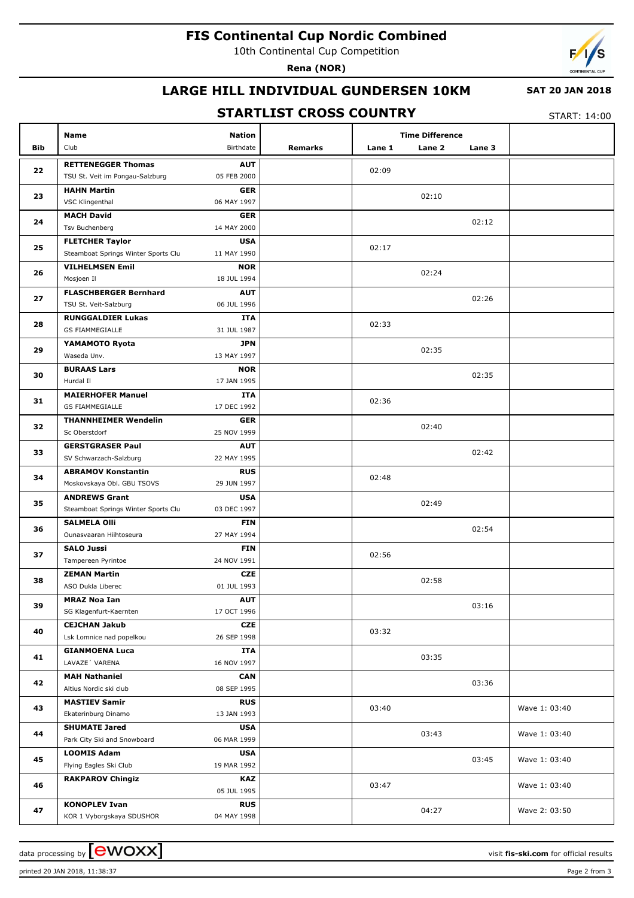# FIS Continental Cup Nordic Combined

10th Continental Cup Competition

**Rena (NOR)**

## LARGE HILL INDIVIDUAL GUNDERSEN 10KM

**SAT 20 JAN 2018**

## STARTLIST CROSS COUNTRY

START: 14:00

| Bib | Name / Club | Nation / Birthdate | Remarks | Lane 1 | Lane 2 | Lane 3 | |
|---|---|---|---|---|---|---|---|
| 22 | **RETTENEGGER Thomas**<br>TSU St. Veit im Pongau-Salzburg | **AUT**<br>05 FEB 2000 | | 02:09 | | | |
| 23 | **HAHN Martin**<br>VSC Klingenthal | **GER**<br>06 MAY 1997 | | | 02:10 | | |
| 24 | **MACH David**<br>Tsv Buchenberg | **GER**<br>14 MAY 2000 | | | | 02:12 | |
| 25 | **FLETCHER Taylor**<br>Steamboat Springs Winter Sports Clu | **USA**<br>11 MAY 1990 | | 02:17 | | | |
| 26 | **VILHELMSEN Emil**<br>Mosjoen Il | **NOR**<br>18 JUL 1994 | | | 02:24 | | |
| 27 | **FLASCHBERGER Bernhard**<br>TSU St. Veit-Salzburg | **AUT**<br>06 JUL 1996 | | | | 02:26 | |
| 28 | **RUNGGALDIER Lukas**<br>GS FIAMMEGIALLE | **ITA**<br>31 JUL 1987 | | 02:33 | | | |
| 29 | **YAMAMOTO Ryota**<br>Waseda Unv. | **JPN**<br>13 MAY 1997 | | | 02:35 | | |
| 30 | **BURAAS Lars**<br>Hurdal Il | **NOR**<br>17 JAN 1995 | | | | 02:35 | |
| 31 | **MAIERHOFER Manuel**<br>GS FIAMMEGIALLE | **ITA**<br>17 DEC 1992 | | 02:36 | | | |
| 32 | **THANNHEIMER Wendelin**<br>Sc Oberstdorf | **GER**<br>25 NOV 1999 | | | 02:40 | | |
| 33 | **GERSTGRASER Paul**<br>SV Schwarzach-Salzburg | **AUT**<br>22 MAY 1995 | | | | 02:42 | |
| 34 | **ABRAMOV Konstantin**<br>Moskovskaya Obl. GBU TSOVS | **RUS**<br>29 JUN 1997 | | 02:48 | | | |
| 35 | **ANDREWS Grant**<br>Steamboat Springs Winter Sports Clu | **USA**<br>03 DEC 1997 | | | 02:49 | | |
| 36 | **SALMELA Olli**<br>Ounasvaaran Hiihtoseura | **FIN**<br>27 MAY 1994 | | | | 02:54 | |
| 37 | **SALO Jussi**<br>Tampereen Pyrintoe | **FIN**<br>24 NOV 1991 | | 02:56 | | | |
| 38 | **ZEMAN Martin**<br>ASO Dukla Liberec | **CZE**<br>01 JUL 1993 | | | 02:58 | | |
| 39 | **MRAZ Noa Ian**<br>SG Klagenfurt-Kaernten | **AUT**<br>17 OCT 1996 | | | | 03:16 | |
| 40 | **CEJCHAN Jakub**<br>Lsk Lomnice nad popelkou | **CZE**<br>26 SEP 1998 | | 03:32 | | | |
| 41 | **GIANMOENA Luca**<br>LAVAZE´ VARENA | **ITA**<br>16 NOV 1997 | | | 03:35 | | |
| 42 | **MAH Nathaniel**<br>Altius Nordic ski club | **CAN**<br>08 SEP 1995 | | | | 03:36 | |
| 43 | **MASTIEV Samir**<br>Ekaterinburg Dinamo | **RUS**<br>13 JAN 1993 | | 03:40 | | | Wave 1: 03:40 |
| 44 | **SHUMATE Jared**<br>Park City Ski and Snowboard | **USA**<br>06 MAR 1999 | | | 03:43 | | Wave 1: 03:40 |
| 45 | **LOOMIS Adam**<br>Flying Eagles Ski Club | **USA**<br>19 MAR 1992 | | | | 03:45 | Wave 1: 03:40 |
| 46 | **RAKPAROV Chingiz** | **KAZ**<br>05 JUL 1995 | | 03:47 | | | Wave 1: 03:40 |
| 47 | **KONOPLEV Ivan**<br>KOR 1 Vyborgskaya SDUSHOR | **RUS**<br>04 MAY 1998 | | | 04:27 | | Wave 2: 03:50 |

data processing by ewoxx — visit **fis-ski.com** for official results

printed 20 JAN 2018, 11:38:37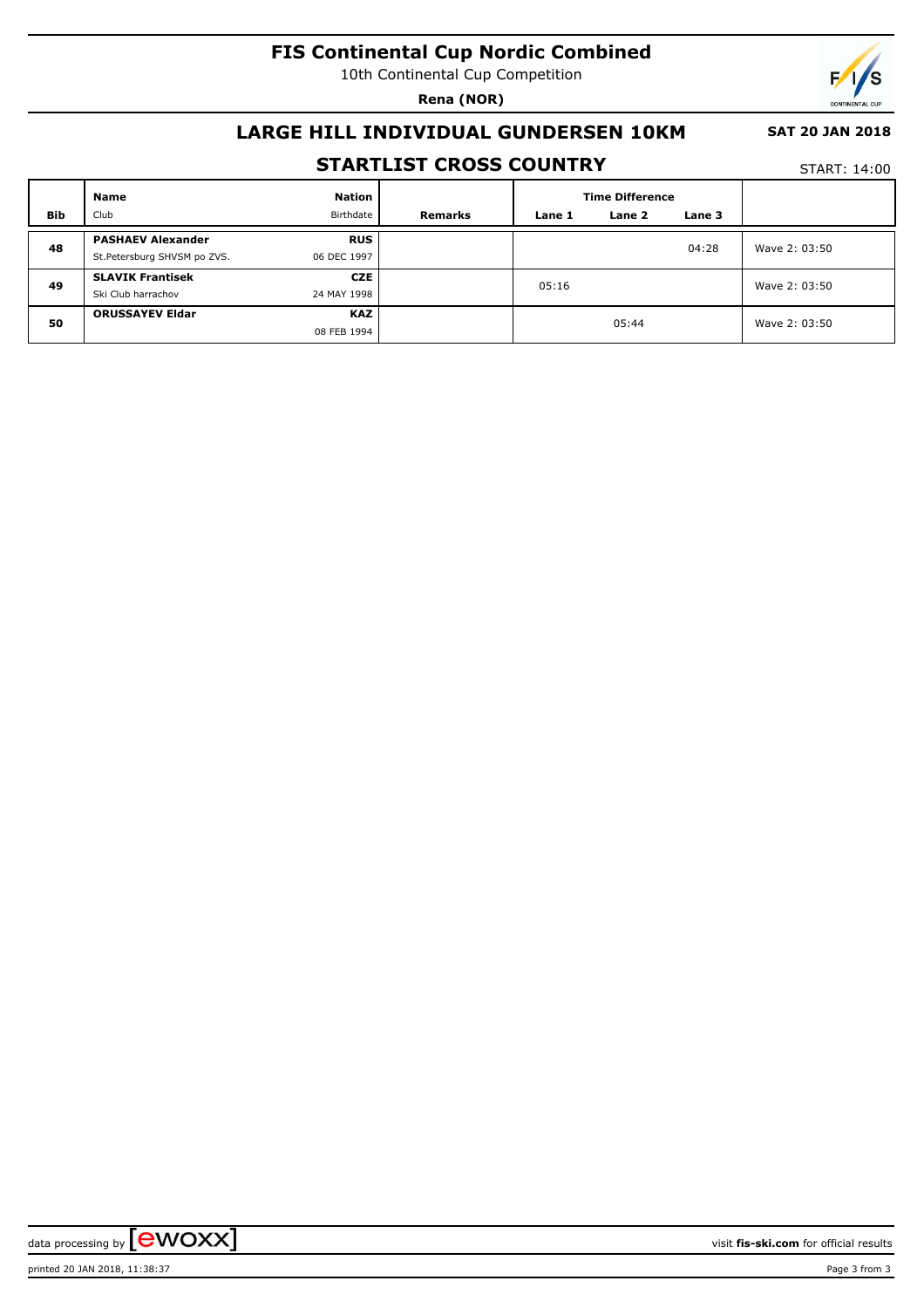# FIS Continental Cup Nordic Combined

10th Continental Cup Competition

**Rena (NOR)**

## LARGE HILL INDIVIDUAL GUNDERSEN 10KM

**SAT 20 JAN 2018**

## STARTLIST CROSS COUNTRY

START: 14:00

| Bib | Name / Club | Nation / Birthdate | Remarks | Time Difference Lane 1 | Lane 2 | Lane 3 | |
|---|---|---|---|---|---|---|---|
| 48 | **PASHAEV Alexander**<br>St.Petersburg SHVSM po ZVS. | **RUS**<br>06 DEC 1997 | | | | 04:28 | Wave 2: 03:50 |
| 49 | **SLAVIK Frantisek**<br>Ski Club harrachov | **CZE**<br>24 MAY 1998 | | 05:16 | | | Wave 2: 03:50 |
| 50 | **ORUSSAYEV Eldar** | **KAZ**<br>08 FEB 1994 | | | 05:44 | | Wave 2: 03:50 |

data processing by [ewoxx]

visit **fis-ski.com** for official results

printed 20 JAN 2018, 11:38:37